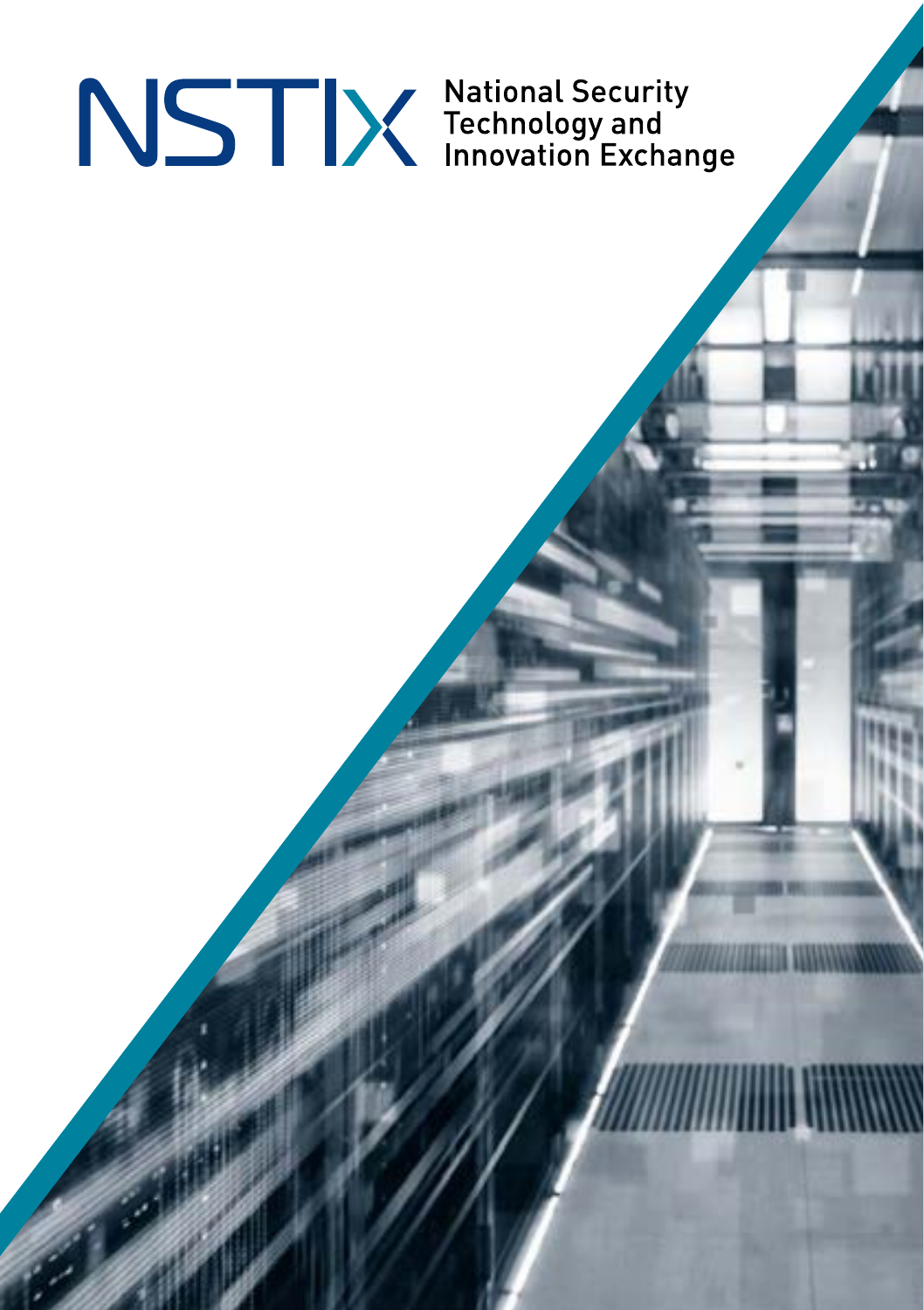# NSTIx

National Security Technology and Innovation Exchange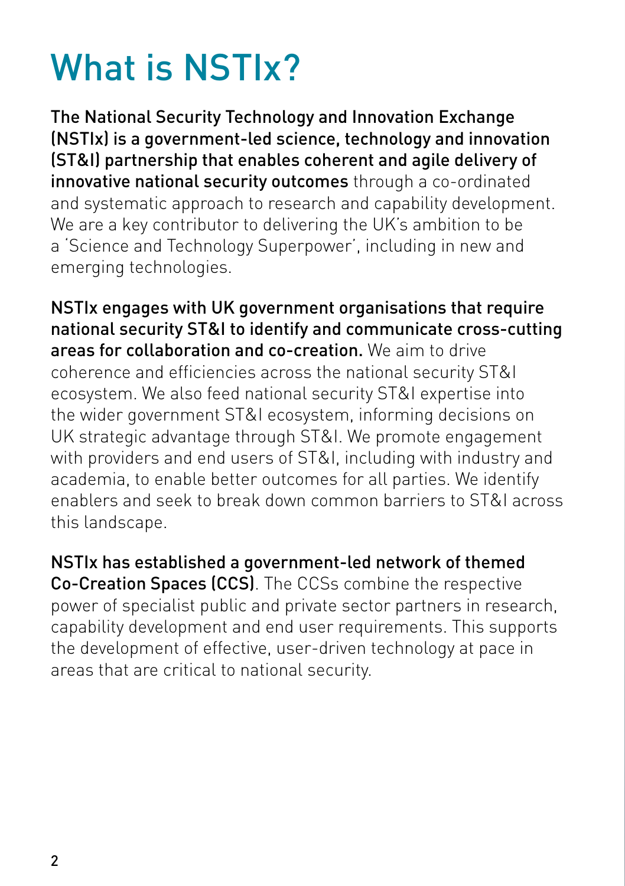# What is NSTIx?

**The National Security Technology and Innovation Exchange (NSTIx) is a government-led science, technology and innovation (ST&I) partnership that enables coherent and agile delivery of innovative national security outcomes** through a co-ordinated and systematic approach to research and capability development. We are a key contributor to delivering the UK's ambition to be a 'Science and Technology Superpower', including in new and emerging technologies.

**NSTIx engages with UK government organisations that require national security ST&I to identify and communicate cross-cutting areas for collaboration and co-creation.** We aim to drive coherence and efficiencies across the national security ST&I ecosystem. We also feed national security ST&I expertise into the wider government ST&I ecosystem, informing decisions on UK strategic advantage through ST&I. We promote engagement with providers and end users of ST&I, including with industry and academia, to enable better outcomes for all parties. We identify enablers and seek to break down common barriers to ST&I across this landscape.

**NSTIx has established a government-led network of themed Co-Creation Spaces (CCS)**. The CCSs combine the respective power of specialist public and private sector partners in research, capability development and end user requirements. This supports the development of effective, user-driven technology at pace in areas that are critical to national security.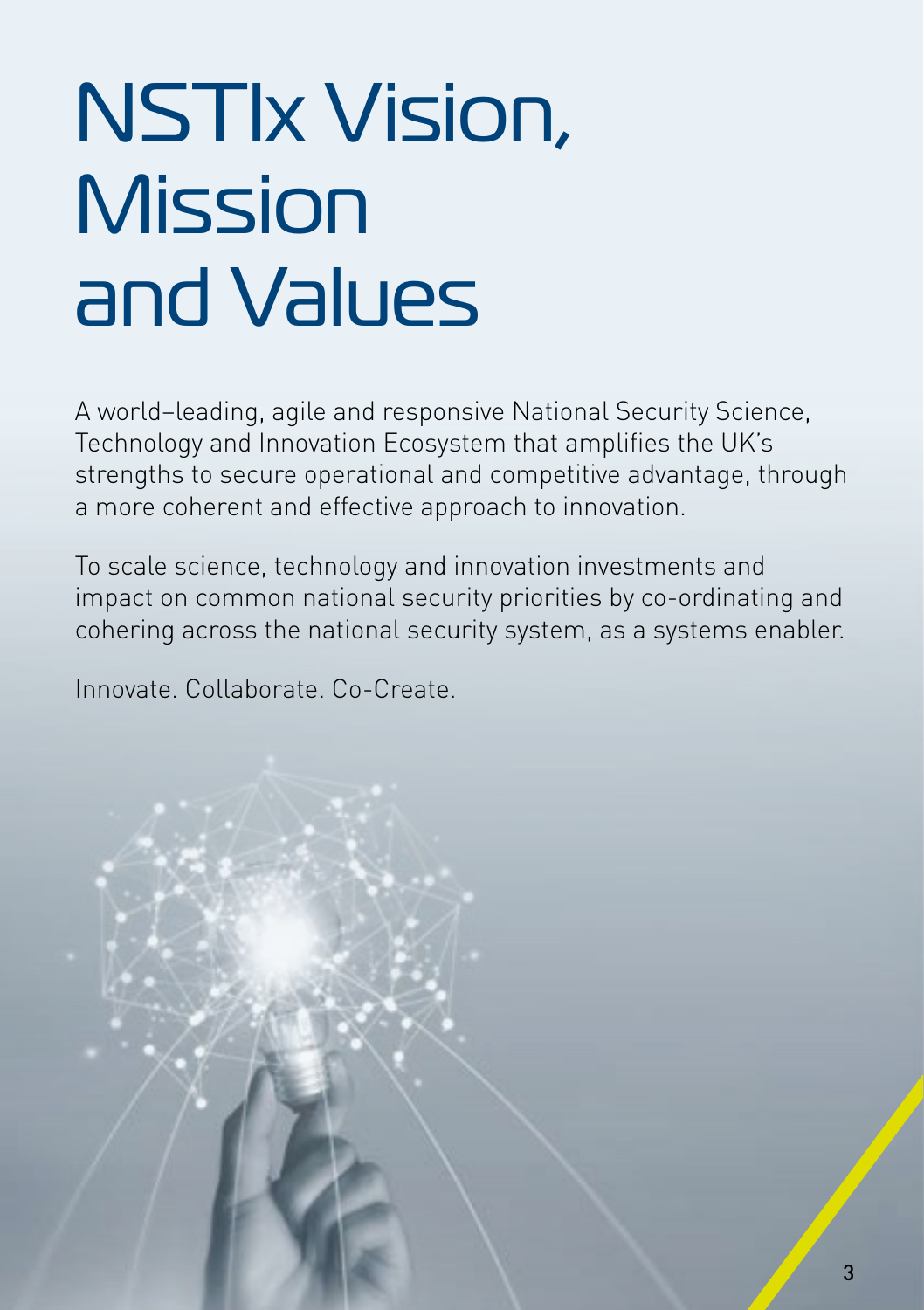# NSTIx Vision, Mission and Values

A world–leading, agile and responsive National Security Science, Technology and Innovation Ecosystem that amplifies the UK's strengths to secure operational and competitive advantage, through a more coherent and effective approach to innovation.

To scale science, technology and innovation investments and impact on common national security priorities by co-ordinating and cohering across the national security system, as a systems enabler.

Innovate. Collaborate. Co-Create.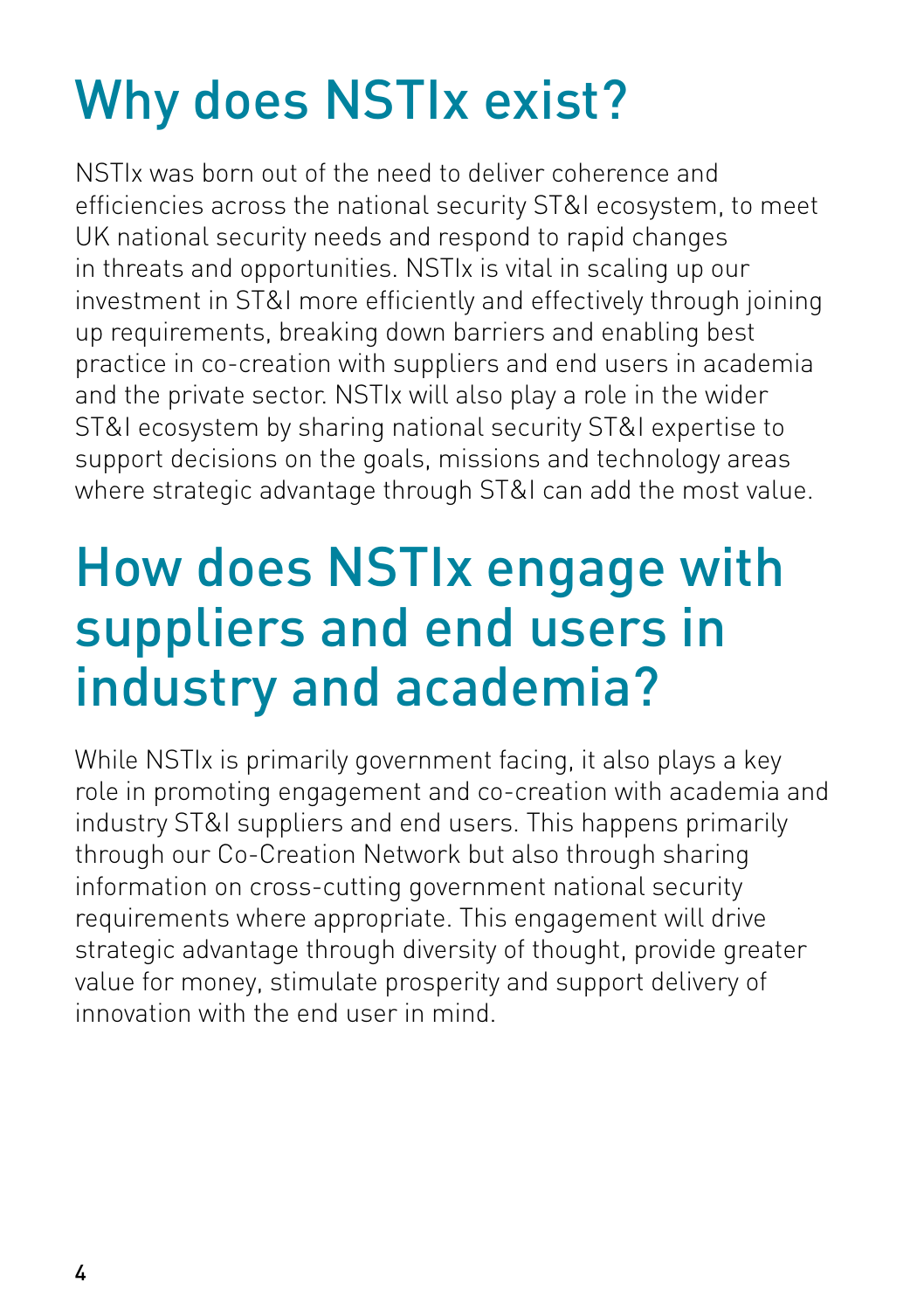# Why does NSTIx exist?

NSTIx was born out of the need to deliver coherence and efficiencies across the national security ST&I ecosystem, to meet UK national security needs and respond to rapid changes in threats and opportunities. NSTIx is vital in scaling up our investment in ST&I more efficiently and effectively through joining up requirements, breaking down barriers and enabling best practice in co-creation with suppliers and end users in academia and the private sector. NSTIx will also play a role in the wider ST&I ecosystem by sharing national security ST&I expertise to support decisions on the goals, missions and technology areas where strategic advantage through ST&I can add the most value.

# How does NSTIx engage with suppliers and end users in industry and academia?

While NSTIx is primarily government facing, it also plays a key role in promoting engagement and co-creation with academia and industry ST&I suppliers and end users. This happens primarily through our Co-Creation Network but also through sharing information on cross-cutting government national security requirements where appropriate. This engagement will drive strategic advantage through diversity of thought, provide greater value for money, stimulate prosperity and support delivery of innovation with the end user in mind.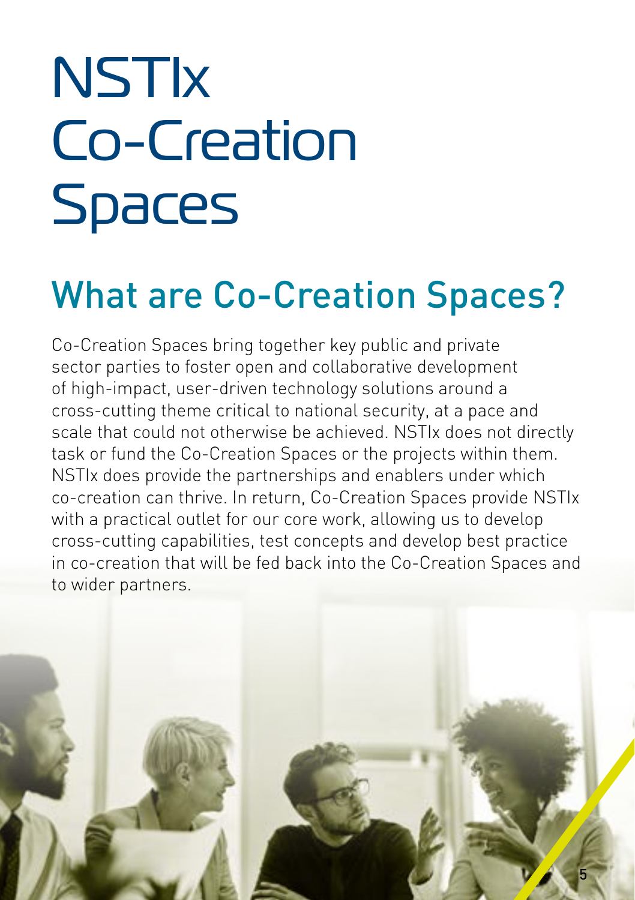# NSTIx Co-Creation Spaces

## What are Co-Creation Spaces?

Co-Creation Spaces bring together key public and private sector parties to foster open and collaborative development of high-impact, user-driven technology solutions around a cross-cutting theme critical to national security, at a pace and scale that could not otherwise be achieved. NSTIx does not directly task or fund the Co-Creation Spaces or the projects within them. NSTIx does provide the partnerships and enablers under which co-creation can thrive. In return, Co-Creation Spaces provide NSTIx with a practical outlet for our core work, allowing us to develop cross-cutting capabilities, test concepts and develop best practice in co-creation that will be fed back into the Co-Creation Spaces and to wider partners.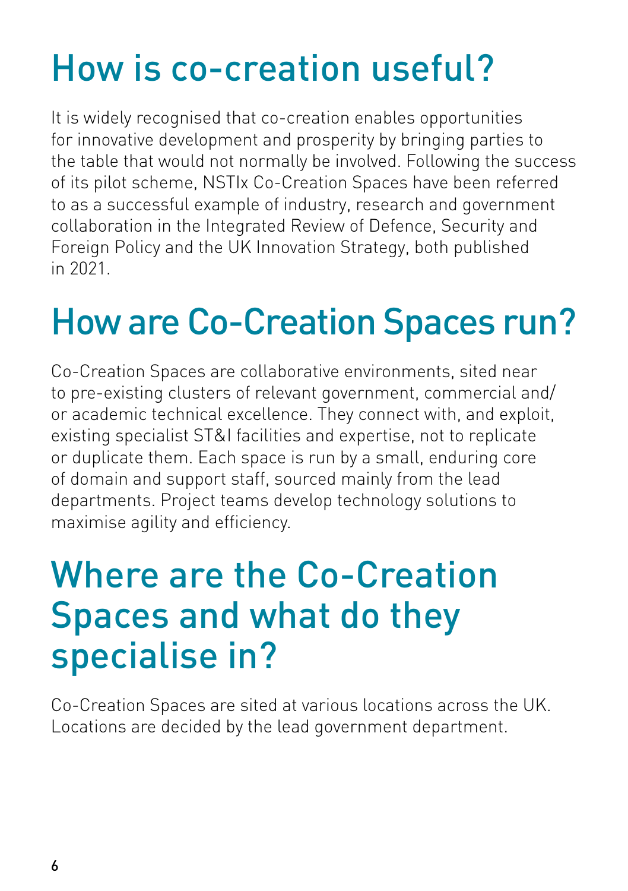# How is co-creation useful?

It is widely recognised that co-creation enables opportunities for innovative development and prosperity by bringing parties to the table that would not normally be involved. Following the success of its pilot scheme, NSTIx Co-Creation Spaces have been referred to as a successful example of industry, research and government collaboration in the Integrated Review of Defence, Security and Foreign Policy and the UK Innovation Strategy, both published in 2021.

# How are Co-Creation Spaces run?

Co-Creation Spaces are collaborative environments, sited near to pre-existing clusters of relevant government, commercial and/or academic technical excellence. They connect with, and exploit, existing specialist ST&I facilities and expertise, not to replicate or duplicate them. Each space is run by a small, enduring core of domain and support staff, sourced mainly from the lead departments. Project teams develop technology solutions to maximise agility and efficiency.

# Where are the Co-Creation Spaces and what do they specialise in?

Co-Creation Spaces are sited at various locations across the UK. Locations are decided by the lead government department.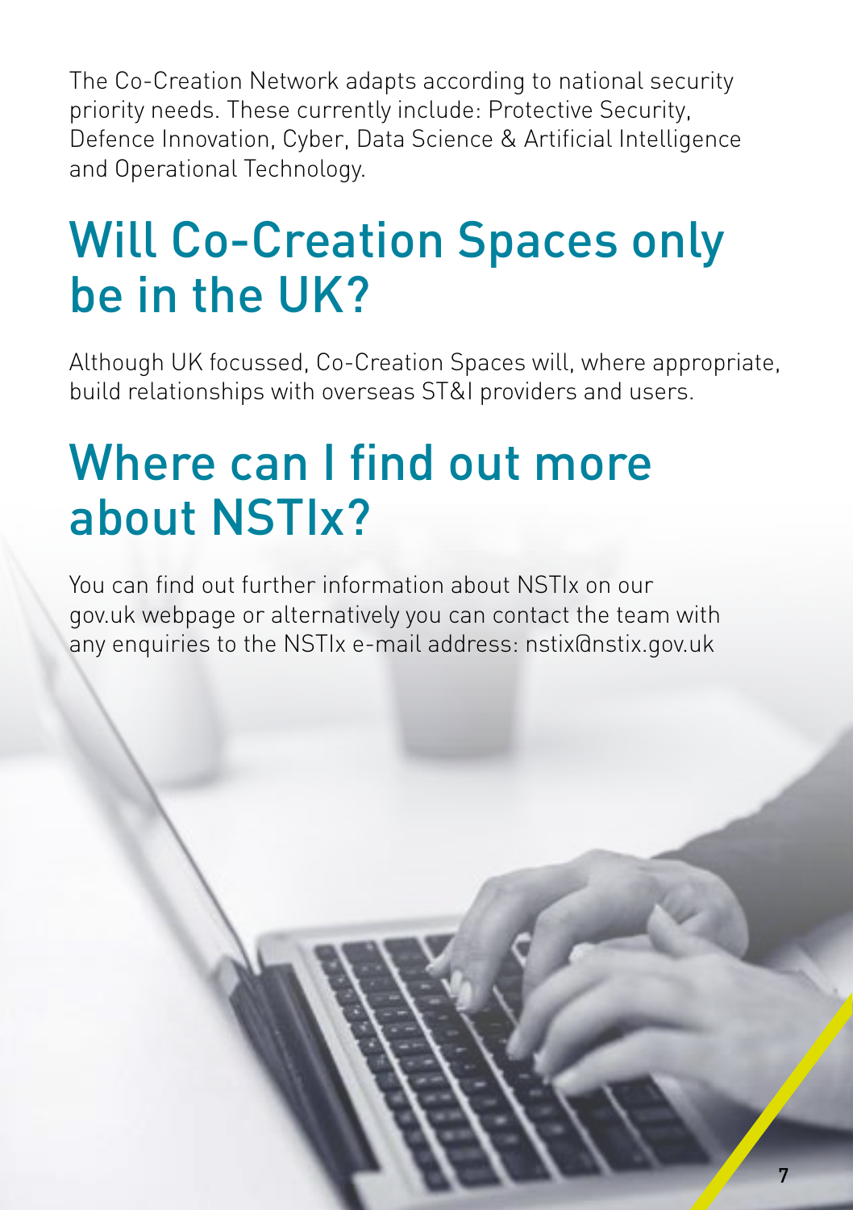The Co-Creation Network adapts according to national security priority needs. These currently include: Protective Security, Defence Innovation, Cyber, Data Science & Artificial Intelligence and Operational Technology.

## Will Co-Creation Spaces only be in the UK?

Although UK focussed, Co-Creation Spaces will, where appropriate, build relationships with overseas ST&I providers and users.

## Where can I find out more about NSTIx?

You can find out further information about NSTIx on our gov.uk webpage or alternatively you can contact the team with any enquiries to the NSTIx e-mail address: nstix@nstix.gov.uk